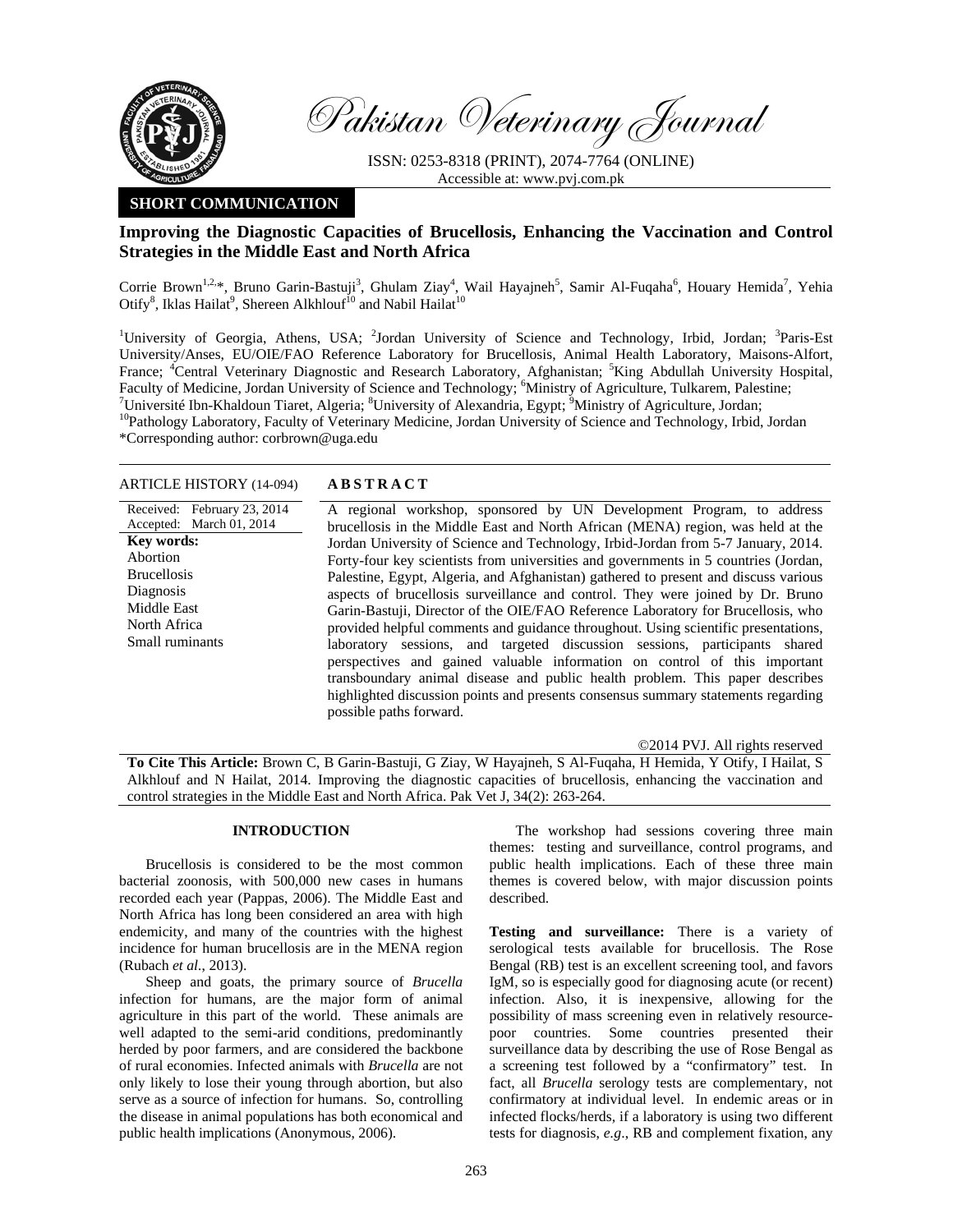Pakistan Veterinary Journal

ISSN: 0253-8318 (PRINT), 2074-7764 (ONLINE)
Accessible at: www.pvj.com.pk

**SHORT COMMUNICATION**

# Improving the Diagnostic Capacities of Brucellosis, Enhancing the Vaccination and Control Strategies in the Middle East and North Africa

Corrie Brown[1,2,*], Bruno Garin-Bastuji[3], Ghulam Ziay[4], Wail Hayajneh[5], Samir Al-Fuqaha[6], Houary Hemida[7], Yehia Otify[8], Iklas Hailat[9], Shereen Alkhlouf[10] and Nabil Hailat[10]

[1]University of Georgia, Athens, USA; [2]Jordan University of Science and Technology, Irbid, Jordan; [3]Paris-Est University/Anses, EU/OIE/FAO Reference Laboratory for Brucellosis, Animal Health Laboratory, Maisons-Alfort, France; [4]Central Veterinary Diagnostic and Research Laboratory, Afghanistan; [5]King Abdullah University Hospital, Faculty of Medicine, Jordan University of Science and Technology; [6]Ministry of Agriculture, Tulkarem, Palestine; [7]Université Ibn-Khaldoun Tiaret, Algeria; [8]University of Alexandria, Egypt; [9]Ministry of Agriculture, Jordan; [10]Pathology Laboratory, Faculty of Veterinary Medicine, Jordan University of Science and Technology, Irbid, Jordan
*Corresponding author: corbrown@uga.edu

**ARTICLE HISTORY** (14-094)

Received: February 23, 2014
Accepted: March 01, 2014

**Key words:**
Abortion
Brucellosis
Diagnosis
Middle East
North Africa
Small ruminants

## ABSTRACT

A regional workshop, sponsored by UN Development Program, to address brucellosis in the Middle East and North African (MENA) region, was held at the Jordan University of Science and Technology, Irbid-Jordan from 5-7 January, 2014. Forty-four key scientists from universities and governments in 5 countries (Jordan, Palestine, Egypt, Algeria, and Afghanistan) gathered to present and discuss various aspects of brucellosis surveillance and control. They were joined by Dr. Bruno Garin-Bastuji, Director of the OIE/FAO Reference Laboratory for Brucellosis, who provided helpful comments and guidance throughout. Using scientific presentations, laboratory sessions, and targeted discussion sessions, participants shared perspectives and gained valuable information on control of this important transboundary animal disease and public health problem. This paper describes highlighted discussion points and presents consensus summary statements regarding possible paths forward.

©2014 PVJ. All rights reserved

**To Cite This Article:** Brown C, B Garin-Bastuji, G Ziay, W Hayajneh, S Al-Fuqaha, H Hemida, Y Otify, I Hailat, S Alkhlouf and N Hailat, 2014. Improving the diagnostic capacities of brucellosis, enhancing the vaccination and control strategies in the Middle East and North Africa. Pak Vet J, 34(2): 263-264.

## INTRODUCTION

Brucellosis is considered to be the most common bacterial zoonosis, with 500,000 new cases in humans recorded each year (Pappas, 2006). The Middle East and North Africa has long been considered an area with high endemicity, and many of the countries with the highest incidence for human brucellosis are in the MENA region (Rubach *et al*., 2013).

Sheep and goats, the primary source of *Brucella* infection for humans, are the major form of animal agriculture in this part of the world. These animals are well adapted to the semi-arid conditions, predominantly herded by poor farmers, and are considered the backbone of rural economies. Infected animals with *Brucella* are not only likely to lose their young through abortion, but also serve as a source of infection for humans. So, controlling the disease in animal populations has both economical and public health implications (Anonymous, 2006).

The workshop had sessions covering three main themes: testing and surveillance, control programs, and public health implications. Each of these three main themes is covered below, with major discussion points described.

**Testing and surveillance:** There is a variety of serological tests available for brucellosis. The Rose Bengal (RB) test is an excellent screening tool, and favors IgM, so is especially good for diagnosing acute (or recent) infection. Also, it is inexpensive, allowing for the possibility of mass screening even in relatively resource-poor countries. Some countries presented their surveillance data by describing the use of Rose Bengal as a screening test followed by a "confirmatory" test. In fact, all *Brucella* serology tests are complementary, not confirmatory at individual level. In endemic areas or in infected flocks/herds, if a laboratory is using two different tests for diagnosis, *e.g*., RB and complement fixation, any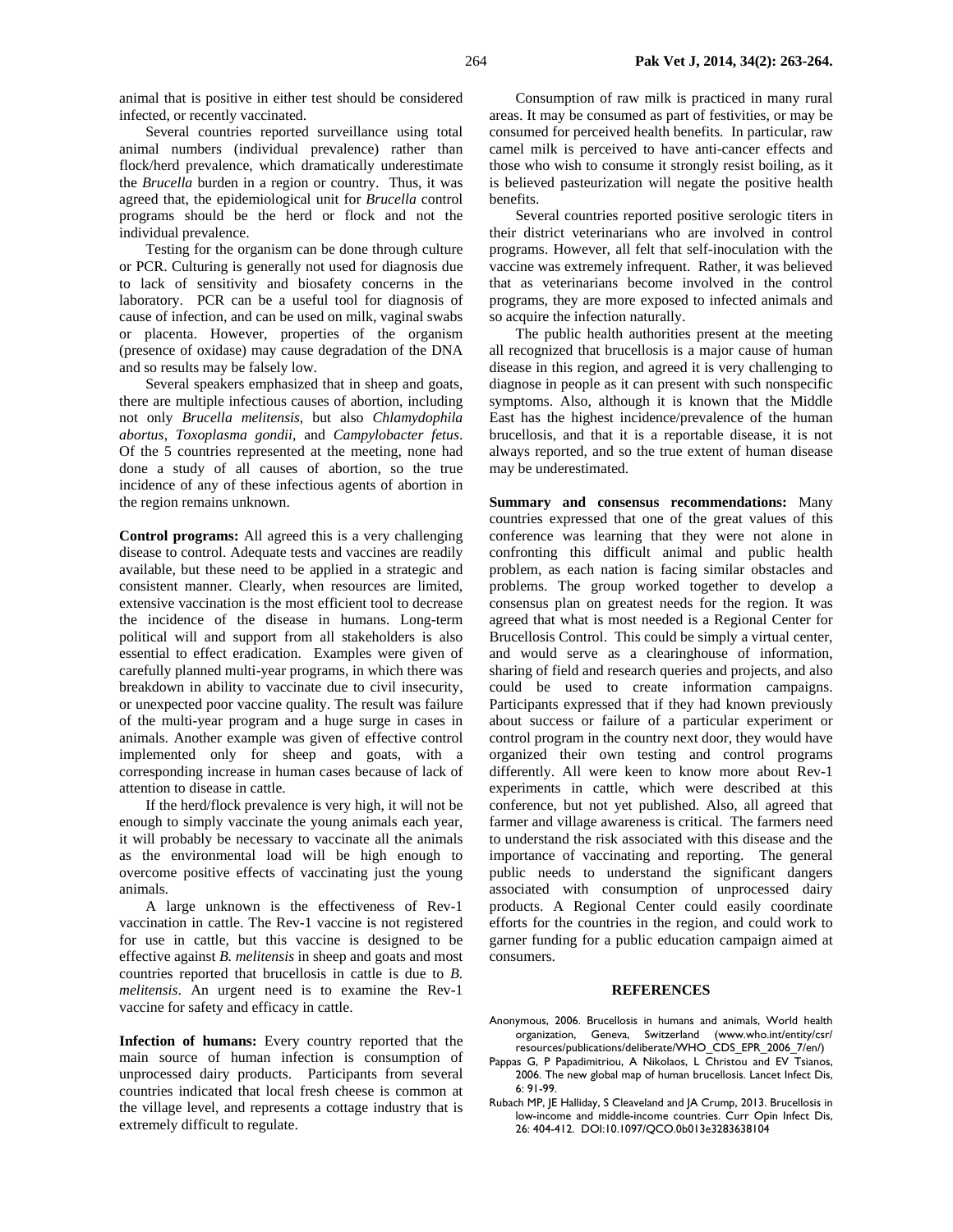animal that is positive in either test should be considered infected, or recently vaccinated.

Several countries reported surveillance using total animal numbers (individual prevalence) rather than flock/herd prevalence, which dramatically underestimate the *Brucella* burden in a region or country. Thus, it was agreed that, the epidemiological unit for *Brucella* control programs should be the herd or flock and not the individual prevalence.

Testing for the organism can be done through culture or PCR. Culturing is generally not used for diagnosis due to lack of sensitivity and biosafety concerns in the laboratory. PCR can be a useful tool for diagnosis of cause of infection, and can be used on milk, vaginal swabs or placenta. However, properties of the organism (presence of oxidase) may cause degradation of the DNA and so results may be falsely low.

Several speakers emphasized that in sheep and goats, there are multiple infectious causes of abortion, including not only *Brucella melitensis*, but also *Chlamydophila abortus*, *Toxoplasma gondii*, and *Campylobacter fetus*. Of the 5 countries represented at the meeting, none had done a study of all causes of abortion, so the true incidence of any of these infectious agents of abortion in the region remains unknown.

**Control programs:** All agreed this is a very challenging disease to control. Adequate tests and vaccines are readily available, but these need to be applied in a strategic and consistent manner. Clearly, when resources are limited, extensive vaccination is the most efficient tool to decrease the incidence of the disease in humans. Long-term political will and support from all stakeholders is also essential to effect eradication. Examples were given of carefully planned multi-year programs, in which there was breakdown in ability to vaccinate due to civil insecurity, or unexpected poor vaccine quality. The result was failure of the multi-year program and a huge surge in cases in animals. Another example was given of effective control implemented only for sheep and goats, with a corresponding increase in human cases because of lack of attention to disease in cattle.

If the herd/flock prevalence is very high, it will not be enough to simply vaccinate the young animals each year, it will probably be necessary to vaccinate all the animals as the environmental load will be high enough to overcome positive effects of vaccinating just the young animals.

A large unknown is the effectiveness of Rev-1 vaccination in cattle. The Rev-1 vaccine is not registered for use in cattle, but this vaccine is designed to be effective against *B. melitensis* in sheep and goats and most countries reported that brucellosis in cattle is due to *B. melitensis*. An urgent need is to examine the Rev-1 vaccine for safety and efficacy in cattle.

**Infection of humans:** Every country reported that the main source of human infection is consumption of unprocessed dairy products. Participants from several countries indicated that local fresh cheese is common at the village level, and represents a cottage industry that is extremely difficult to regulate.

Consumption of raw milk is practiced in many rural areas. It may be consumed as part of festivities, or may be consumed for perceived health benefits. In particular, raw camel milk is perceived to have anti-cancer effects and those who wish to consume it strongly resist boiling, as it is believed pasteurization will negate the positive health benefits.

Several countries reported positive serologic titers in their district veterinarians who are involved in control programs. However, all felt that self-inoculation with the vaccine was extremely infrequent. Rather, it was believed that as veterinarians become involved in the control programs, they are more exposed to infected animals and so acquire the infection naturally.

The public health authorities present at the meeting all recognized that brucellosis is a major cause of human disease in this region, and agreed it is very challenging to diagnose in people as it can present with such nonspecific symptoms. Also, although it is known that the Middle East has the highest incidence/prevalence of the human brucellosis, and that it is a reportable disease, it is not always reported, and so the true extent of human disease may be underestimated.

**Summary and consensus recommendations:** Many countries expressed that one of the great values of this conference was learning that they were not alone in confronting this difficult animal and public health problem, as each nation is facing similar obstacles and problems. The group worked together to develop a consensus plan on greatest needs for the region. It was agreed that what is most needed is a Regional Center for Brucellosis Control. This could be simply a virtual center, and would serve as a clearinghouse of information, sharing of field and research queries and projects, and also could be used to create information campaigns. Participants expressed that if they had known previously about success or failure of a particular experiment or control program in the country next door, they would have organized their own testing and control programs differently. All were keen to know more about Rev-1 experiments in cattle, which were described at this conference, but not yet published. Also, all agreed that farmer and village awareness is critical. The farmers need to understand the risk associated with this disease and the importance of vaccinating and reporting. The general public needs to understand the significant dangers associated with consumption of unprocessed dairy products. A Regional Center could easily coordinate efforts for the countries in the region, and could work to garner funding for a public education campaign aimed at consumers.

## REFERENCES

Anonymous, 2006. Brucellosis in humans and animals, World health organization, Geneva, Switzerland (www.who.int/entity/csr/resources/publications/deliberate/WHO_CDS_EPR_2006_7/en/)

Pappas G, P Papadimitriou, A Nikolaos, L Christou and EV Tsianos, 2006. The new global map of human brucellosis. Lancet Infect Dis, 6: 91-99.

Rubach MP, JE Halliday, S Cleaveland and JA Crump, 2013. Brucellosis in low-income and middle-income countries. Curr Opin Infect Dis, 26: 404-412. DOI:10.1097/QCO.0b013e3283638104